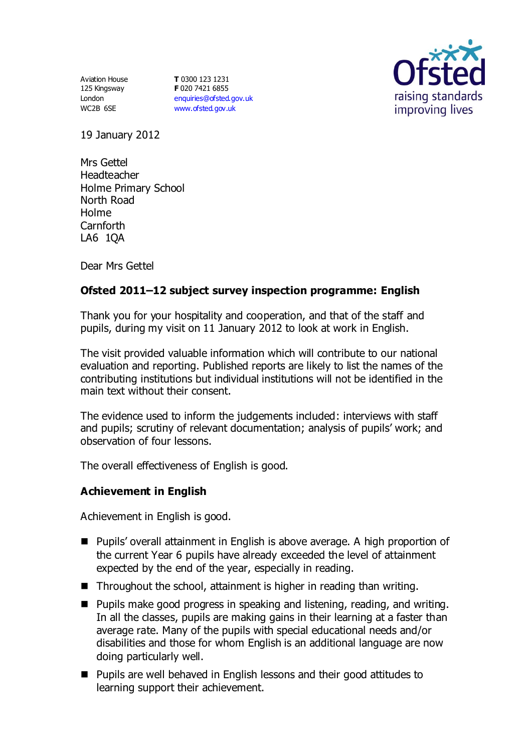Aviation House
125 Kingsway
London
WC2B 6SE

**T** 0300 123 1231
**F** 020 7421 6855
enquiries@ofsted.gov.uk
www.ofsted.gov.uk

Ofsted
raising standards
improving lives

19 January 2012

Mrs Gettel
Headteacher
Holme Primary School
North Road
Holme
Carnforth
LA6 1QA

Dear Mrs Gettel

**Ofsted 2011–12 subject survey inspection programme: English**

Thank you for your hospitality and cooperation, and that of the staff and pupils, during my visit on 11 January 2012 to look at work in English.

The visit provided valuable information which will contribute to our national evaluation and reporting. Published reports are likely to list the names of the contributing institutions but individual institutions will not be identified in the main text without their consent.

The evidence used to inform the judgements included: interviews with staff and pupils; scrutiny of relevant documentation; analysis of pupils' work; and observation of four lessons.

The overall effectiveness of English is good.

**Achievement in English**

Achievement in English is good.

- Pupils' overall attainment in English is above average. A high proportion of the current Year 6 pupils have already exceeded the level of attainment expected by the end of the year, especially in reading.
- Throughout the school, attainment is higher in reading than writing.
- Pupils make good progress in speaking and listening, reading, and writing. In all the classes, pupils are making gains in their learning at a faster than average rate. Many of the pupils with special educational needs and/or disabilities and those for whom English is an additional language are now doing particularly well.
- Pupils are well behaved in English lessons and their good attitudes to learning support their achievement.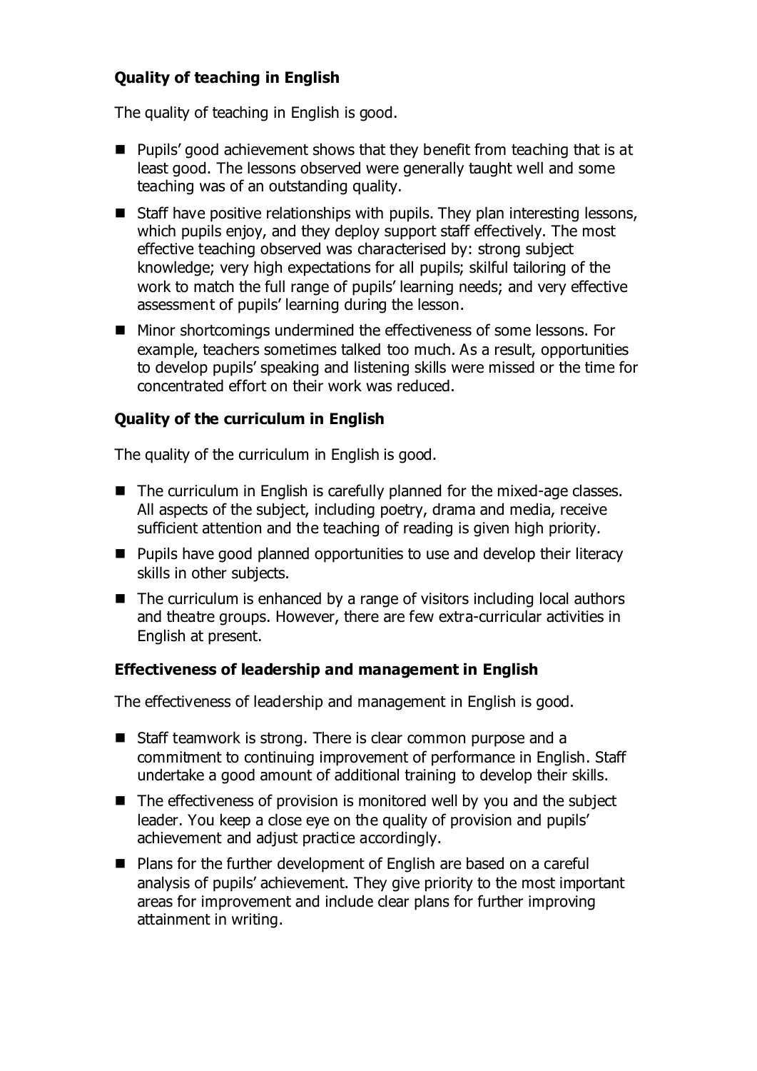### Quality of teaching in English

The quality of teaching in English is good.

- Pupils' good achievement shows that they benefit from teaching that is at least good. The lessons observed were generally taught well and some teaching was of an outstanding quality.
- Staff have positive relationships with pupils. They plan interesting lessons, which pupils enjoy, and they deploy support staff effectively. The most effective teaching observed was characterised by: strong subject knowledge; very high expectations for all pupils; skilful tailoring of the work to match the full range of pupils' learning needs; and very effective assessment of pupils' learning during the lesson.
- Minor shortcomings undermined the effectiveness of some lessons. For example, teachers sometimes talked too much. As a result, opportunities to develop pupils' speaking and listening skills were missed or the time for concentrated effort on their work was reduced.

### Quality of the curriculum in English

The quality of the curriculum in English is good.

- The curriculum in English is carefully planned for the mixed-age classes. All aspects of the subject, including poetry, drama and media, receive sufficient attention and the teaching of reading is given high priority.
- Pupils have good planned opportunities to use and develop their literacy skills in other subjects.
- The curriculum is enhanced by a range of visitors including local authors and theatre groups. However, there are few extra-curricular activities in English at present.

### Effectiveness of leadership and management in English

The effectiveness of leadership and management in English is good.

- Staff teamwork is strong. There is clear common purpose and a commitment to continuing improvement of performance in English. Staff undertake a good amount of additional training to develop their skills.
- The effectiveness of provision is monitored well by you and the subject leader. You keep a close eye on the quality of provision and pupils' achievement and adjust practice accordingly.
- Plans for the further development of English are based on a careful analysis of pupils' achievement. They give priority to the most important areas for improvement and include clear plans for further improving attainment in writing.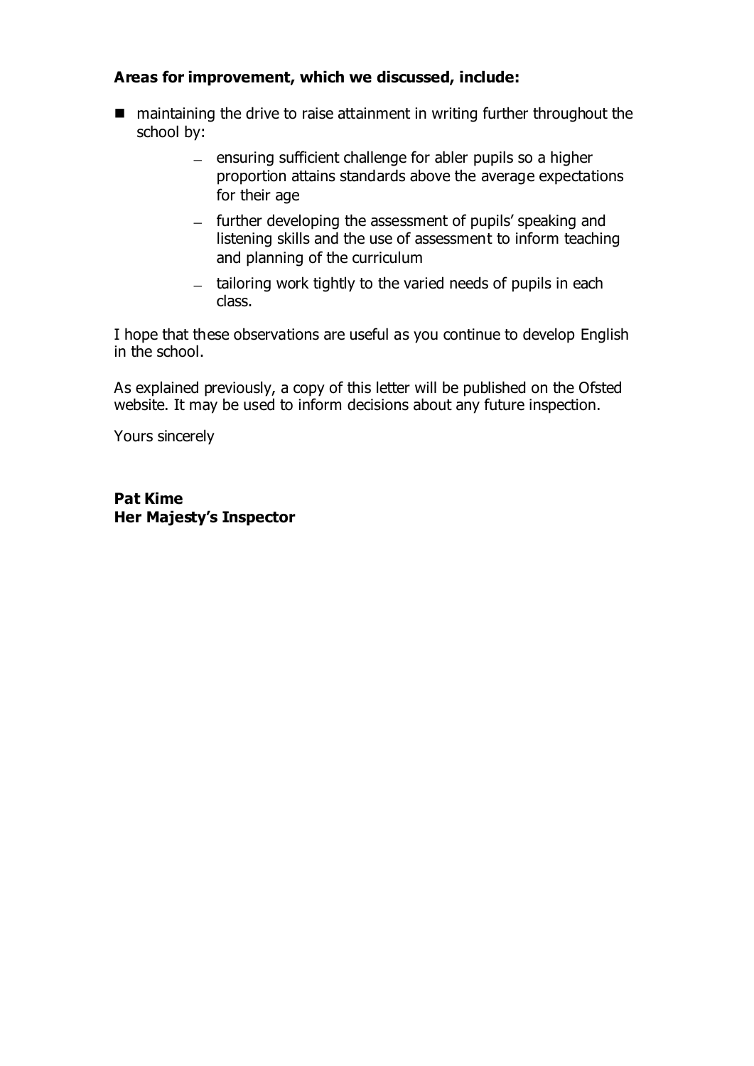**Areas for improvement, which we discussed, include:**

- maintaining the drive to raise attainment in writing further throughout the school by:
  - ensuring sufficient challenge for abler pupils so a higher proportion attains standards above the average expectations for their age
  - further developing the assessment of pupils' speaking and listening skills and the use of assessment to inform teaching and planning of the curriculum
  - tailoring work tightly to the varied needs of pupils in each class.

I hope that these observations are useful as you continue to develop English in the school.

As explained previously, a copy of this letter will be published on the Ofsted website. It may be used to inform decisions about any future inspection.

Yours sincerely

**Pat Kime**
**Her Majesty's Inspector**